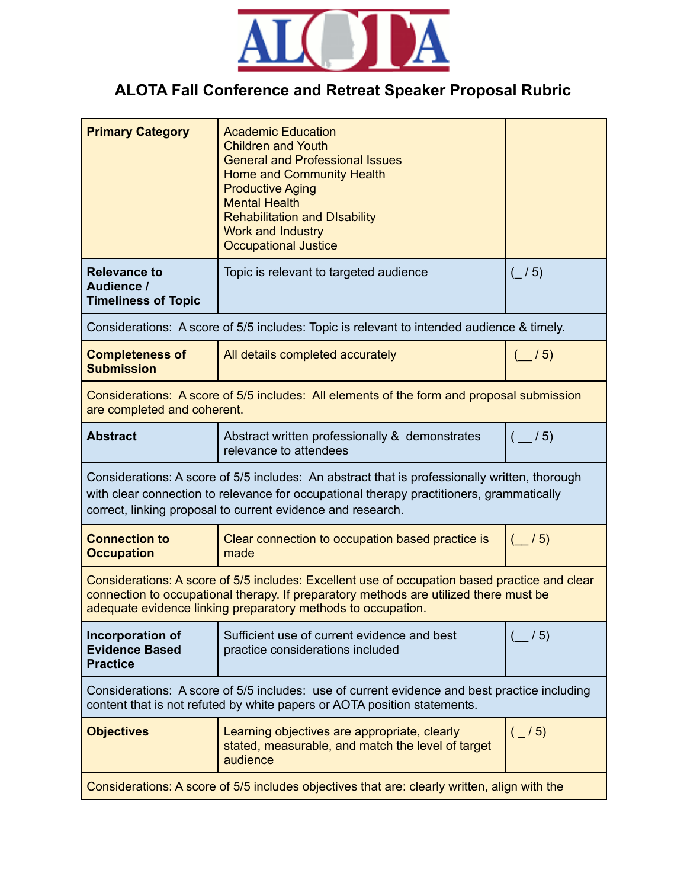# ALOTA Fall Conference and Retreat Speaker Proposal Rubric

| | | |
|---|---|---|
| **Primary Category** | Academic Education<br>Children and Youth<br>General and Professional Issues<br>Home and Community Health<br>Productive Aging<br>Mental Health<br>Rehabilitation and DIsability<br>Work and Industry<br>Occupational Justice | |
| **Relevance to Audience / Timeliness of Topic** | Topic is relevant to targeted audience | (_ / 5) |
| Considerations: A score of 5/5 includes: Topic is relevant to intended audience & timely. | | |
| **Completeness of Submission** | All details completed accurately | (__ / 5) |
| Considerations: A score of 5/5 includes: All elements of the form and proposal submission are completed and coherent. | | |
| **Abstract** | Abstract written professionally & demonstrates relevance to attendees | ( __ / 5) |
| Considerations: A score of 5/5 includes: An abstract that is professionally written, thorough with clear connection to relevance for occupational therapy practitioners, grammatically correct, linking proposal to current evidence and research. | | |
| **Connection to Occupation** | Clear connection to occupation based practice is made | (__ / 5) |
| Considerations: A score of 5/5 includes: Excellent use of occupation based practice and clear connection to occupational therapy. If preparatory methods are utilized there must be adequate evidence linking preparatory methods to occupation. | | |
| **Incorporation of Evidence Based Practice** | Sufficient use of current evidence and best practice considerations included | (__ / 5) |
| Considerations: A score of 5/5 includes: use of current evidence and best practice including content that is not refuted by white papers or AOTA position statements. | | |
| **Objectives** | Learning objectives are appropriate, clearly stated, measurable, and match the level of target audience | ( _ / 5) |
| Considerations: A score of 5/5 includes objectives that are: clearly written, align with the | | |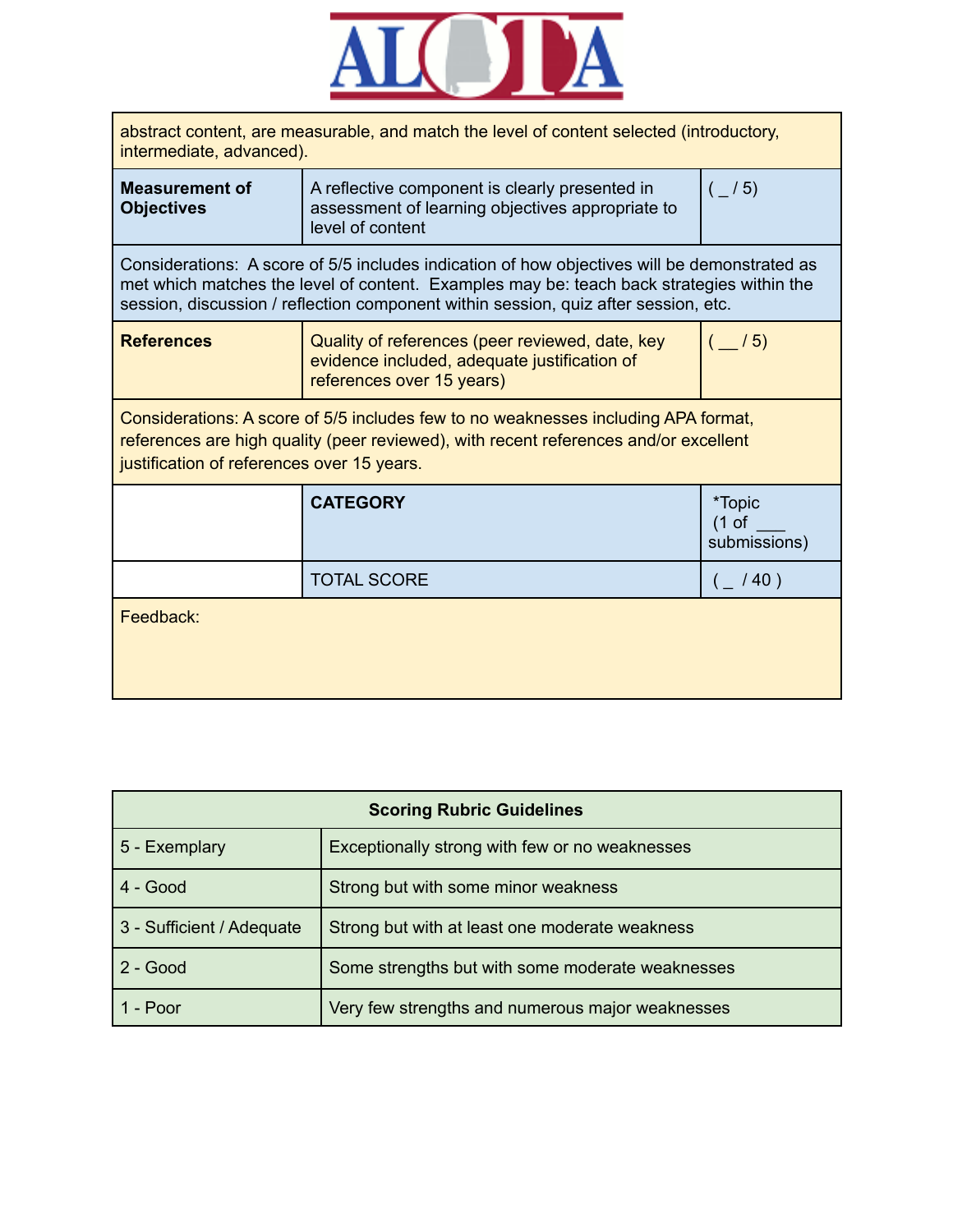| | | |
|---|---|---|
| abstract content, are measurable, and match the level of content selected (introductory, intermediate, advanced). | | |
| **Measurement of Objectives** | A reflective component is clearly presented in assessment of learning objectives appropriate to level of content | ( _ / 5) |
| Considerations: A score of 5/5 includes indication of how objectives will be demonstrated as met which matches the level of content. Examples may be: teach back strategies within the session, discussion / reflection component within session, quiz after session, etc. | | |
| **References** | Quality of references (peer reviewed, date, key evidence included, adequate justification of references over 15 years) | ( __ / 5) |
| Considerations: A score of 5/5 includes few to no weaknesses including APA format, references are high quality (peer reviewed), with recent references and/or excellent justification of references over 15 years. | | |
| | **CATEGORY** | *Topic (1 of ___ submissions) |
| | TOTAL SCORE | ( _ / 40 ) |
| Feedback: | | |

| Scoring Rubric Guidelines | |
|---|---|
| 5 - Exemplary | Exceptionally strong with few or no weaknesses |
| 4 - Good | Strong but with some minor weakness |
| 3 - Sufficient / Adequate | Strong but with at least one moderate weakness |
| 2 - Good | Some strengths but with some moderate weaknesses |
| 1 - Poor | Very few strengths and numerous major weaknesses |